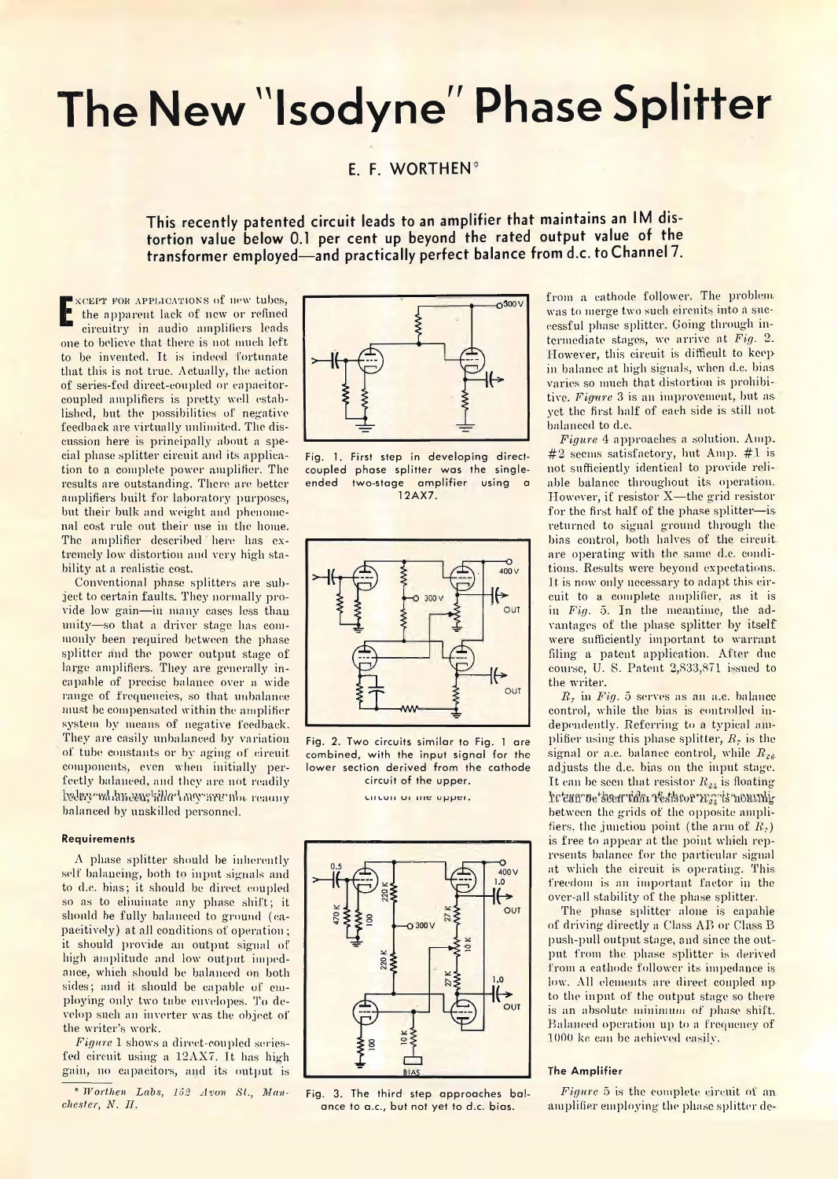# The New "Isodyne" Phase Splitter

## E. F. WORTHEN*

**This recently patented circuit leads to an amplifier that maintains an IM distortion value below 0.1 per cent up beyond the rated output value of the transformer employed—and practically perfect balance from d.c. to Channel 7.**

Except for applications of new tubes, the apparent lack of new or refined circuitry in audio amplifiers leads one to believe that there is not much left to be invented. It is indeed fortunate that this is not true. Actually, the action of series-fed direct-coupled or capacitor-coupled amplifiers is pretty well established, but the possibilities of negative feedback are virtually unlimited. The discussion here is principally about a special phase splitter circuit and its application to a complete power amplifier. The results are outstanding. There are better amplifiers built for laboratory purposes, but their bulk and weight and phenomenal cost rule out their use in the home. The amplifier described here has extremely low distortion and very high stability at a realistic cost.

Conventional phase splitters are subject to certain faults. They normally provide low gain—in many cases less than unity—so that a driver stage has commonly been required between the phase splitter and the power output stage of large amplifiers. They are generally incapable of precise balance over a wide range of frequencies, so that unbalance must be compensated within the amplifier system by means of negative feedback. They are easily unbalanced by variation of tube constants or by aging of circuit components, even when initially perfectly balanced, and they are not readily balanced by unskilled personnel.

### Requirements

A phase splitter should be inherently self balancing, both to input signals and to d.c. bias; it should be direct coupled so as to eliminate any phase shift; it should be fully balanced to ground (capacitively) at all conditions of operation; it should provide an output signal of high amplitude and low output impedance, which should be balanced on both sides; and it should be capable of employing only two tube envelopes. To develop such an inverter was the object of the writer's work.

*Figure* 1 shows a direct-coupled series-fed circuit using a 12AX7. It has high gain, no capacitors, and its output is

Fig. 1. First step in developing direct-coupled phase splitter was the single-ended two-stage amplifier using a 12AX7.

Fig. 2. Two circuits similar to Fig. 1 are combined, with the input signal for the lower section derived from the cathode circuit of the upper.

Fig. 3. The third step approaches balance to a.c., but not yet to d.c. bias.

from a cathode follower. The problem was to merge two such circuits into a successful phase splitter. Going through intermediate stages, we arrive at *Fig.* 2. However, this circuit is difficult to keep in balance at high signals, when d.c. bias varies so much that distortion is prohibitive. *Figure* 3 is an improvement, but as yet the first half of each side is still not balanced to d.c.

*Figure* 4 approaches a solution. Amp. #2 seems satisfactory, but Amp. #1 is not sufficiently identical to provide reliable balance throughout its operation. However, if resistor X—the grid resistor for the first half of the phase splitter—is returned to signal ground through the bias control, both halves of the circuit are operating with the same d.c. conditions. Results were beyond expectations. It is now only necessary to adapt this circuit to a complete amplifier, as it is in *Fig.* 5. In the meantime, the advantages of the phase splitter by itself were sufficiently important to warrant filing a patent application. After due course, U. S. Patent 2,833,871 issued to the writer.

$R_7$ in *Fig.* 5 serves as an a.c. balance control, while the bias is controlled independently. Referring to a typical amplifier using this phase splitter, $R_7$ is the signal or a.c. balance control, while $R_{26}$ adjusts the d.c. bias on the input stage. It can be seen that resistor $R_{24}$ is floating between the grids of the opposite amplifiers, the junction point (the arm of $R_7$) is free to appear at the point which represents balance for the particular signal at which the circuit is operating. This freedom is an important factor in the over-all stability of the phase splitter.

The phase splitter alone is capable of driving directly a Class AB or Class B push-pull output stage, and since the output from the phase splitter is derived from a cathode follower its impedance is low. All elements are direct coupled up to the input of the output stage so there is an absolute minimum of phase shift. Balanced operation up to a frequency of 1000 kc can be achieved easily.

### The Amplifier

*Figure* 5 is the complete circuit of an amplifier employing the phase splitter de-

\* *Worthen Labs, 152 Avon St., Manchester, N. H.*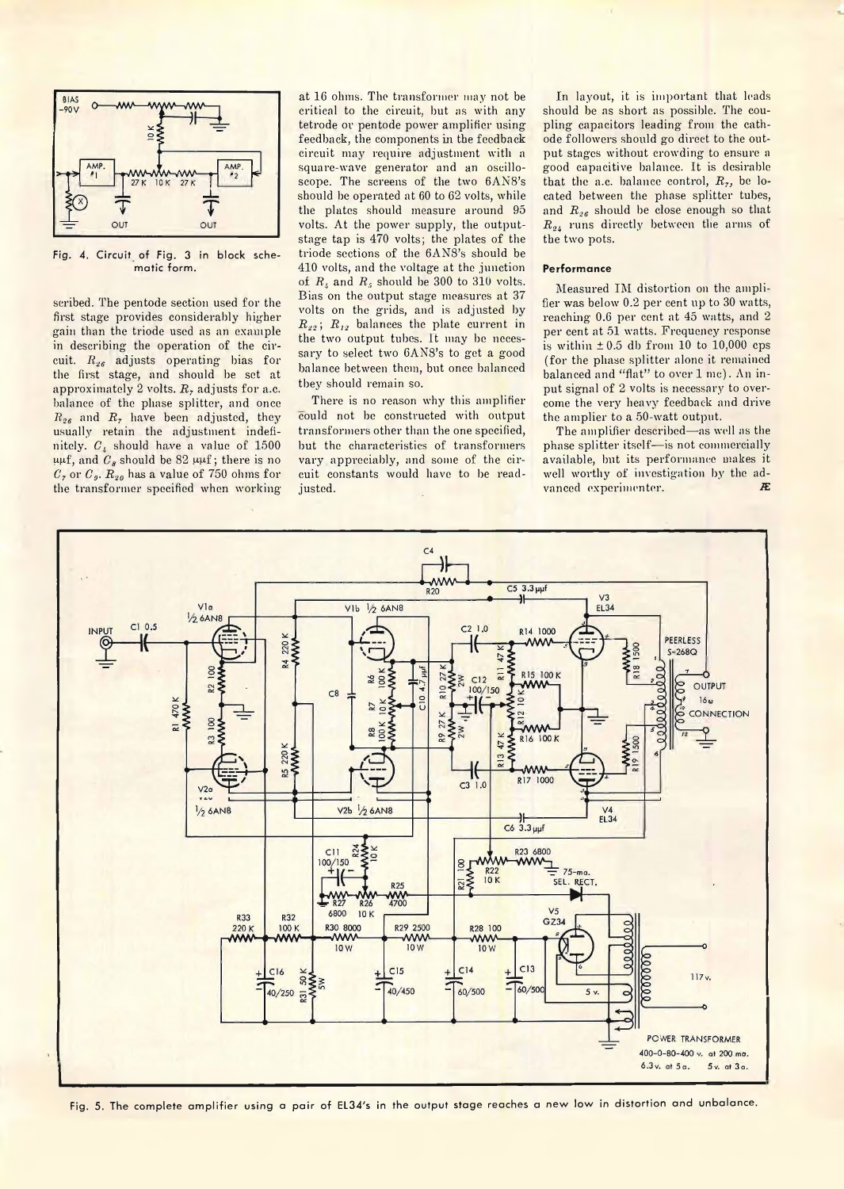Fig. 4. Circuit of Fig. 3 in block schematic form.

scribed. The pentode section used for the first stage provides considerably higher gain than the triode used as an example in describing the operation of the circuit. $R_{26}$ adjusts operating bias for the first stage, and should be set at approximately 2 volts. $R_7$ adjusts for a.c. balance of the phase splitter, and once $R_{26}$ and $R_7$ have been adjusted, they usually retain the adjustment indefinitely. $C_4$ should have a value of 1500 μμf, and $C_8$ should be 82 μμf; there is no $C_7$ or $C_9$. $R_{20}$ has a value of 750 ohms for the transformer specified when working at 16 ohms. The transformer may not be critical to the circuit, but as with any tetrode or pentode power amplifier using feedback, the components in the feedback circuit may require adjustment with a square-wave generator and an oscilloscope. The screens of the two 6AN8's should be operated at 60 to 62 volts, while the plates should measure around 95 volts. At the power supply, the output-stage tap is 470 volts; the plates of the triode sections of the 6AN8's should be 410 volts, and the voltage at the junction of $R_4$ and $R_5$ should be 300 to 310 volts. Bias on the output stage measures at 37 volts on the grids, and is adjusted by $R_{22}$; $R_{12}$ balances the plate current in the two output tubes. It may be necessary to select two 6AN8's to get a good balance between them, but once balanced they should remain so.

There is no reason why this amplifier could not be constructed with output transformers other than the one specified, but the characteristics of transformers vary appreciably, and some of the circuit constants would have to be readjusted.

In layout, it is important that leads should be as short as possible. The coupling capacitors leading from the cathode followers should go direct to the output stages without crowding to ensure a good capacitive balance. It is desirable that the a.c. balance control, $R_7$, be located between the phase splitter tubes, and $R_{26}$ should be close enough so that $R_{24}$ runs directly between the arms of the two pots.

### Performance

Measured IM distortion on the amplifier was below 0.2 per cent up to 30 watts, reaching 0.6 per cent at 45 watts, and 2 per cent at 51 watts. Frequency response is within ± 0.5 db from 10 to 10,000 cps (for the phase splitter alone it remained balanced and "flat" to over 1 mc). An input signal of 2 volts is necessary to overcome the very heavy feedback and drive the amplier to a 50-watt output.

The amplifier described—as well as the phase splitter itself—is not commercially available, but its performance makes it well worthy of investigation by the advanced experimenter. Æ

Fig. 5. The complete amplifier using a pair of EL34's in the output stage reaches a new low in distortion and unbalance.